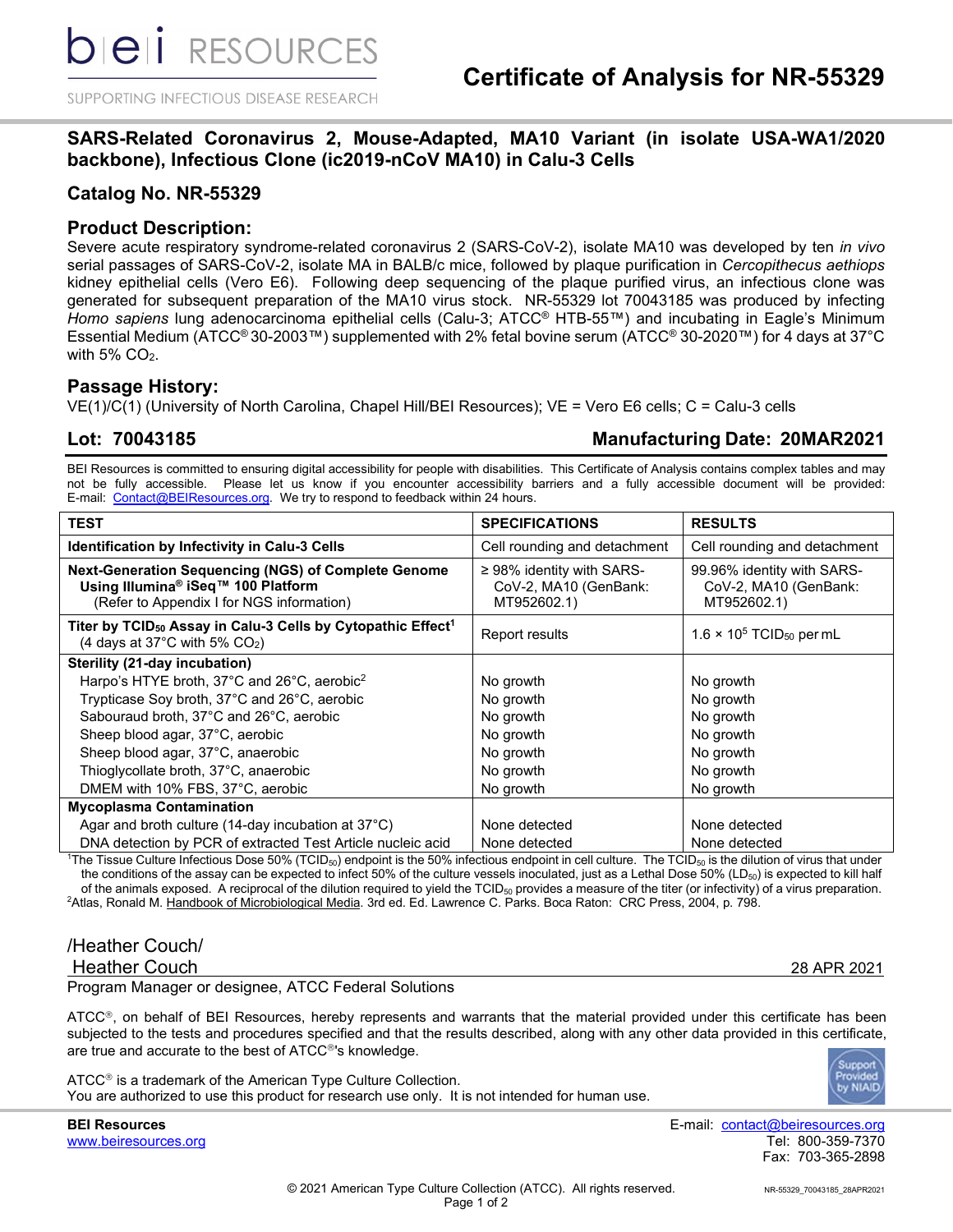bei RESOURCES

SUPPORTING INFECTIOUS DISEASE RESEARCH

# Certificate of Analysis for NR-55329

## SARS-Related Coronavirus 2, Mouse-Adapted, MA10 Variant (in isolate USA-WA1/2020 backbone), Infectious Clone (ic2019-nCoV MA10) in Calu-3 Cells

## Catalog No. NR-55329

## Product Description:

Severe acute respiratory syndrome-related coronavirus 2 (SARS-CoV-2), isolate MA10 was developed by ten *in vivo* serial passages of SARS-CoV-2, isolate MA in BALB/c mice, followed by plaque purification in *Cercopithecus aethiops* kidney epithelial cells (Vero E6). Following deep sequencing of the plaque purified virus, an infectious clone was generated for subsequent preparation of the MA10 virus stock. NR-55329 lot 70043185 was produced by infecting *Homo sapiens* lung adenocarcinoma epithelial cells (Calu-3; ATCC® HTB-55™) and incubating in Eagle's Minimum Essential Medium (ATCC® 30-2003™) supplemented with 2% fetal bovine serum (ATCC® 30-2020™) for 4 days at 37°C with 5% $CO_2$.

## Passage History:

VE(1)/C(1) (University of North Carolina, Chapel Hill/BEI Resources); VE = Vero E6 cells; C = Calu-3 cells

**Lot: 70043185** **Manufacturing Date: 20MAR2021**

BEI Resources is committed to ensuring digital accessibility for people with disabilities. This Certificate of Analysis contains complex tables and may not be fully accessible. Please let us know if you encounter accessibility barriers and a fully accessible document will be provided: E-mail: Contact@BEIResources.org. We try to respond to feedback within 24 hours.

| TEST | SPECIFICATIONS | RESULTS |
|---|---|---|
| **Identification by Infectivity in Calu-3 Cells** | Cell rounding and detachment | Cell rounding and detachment |
| **Next-Generation Sequencing (NGS) of Complete Genome Using Illumina® iSeq™ 100 Platform** (Refer to Appendix I for NGS information) | ≥ 98% identity with SARS-CoV-2, MA10 (GenBank: MT952602.1) | 99.96% identity with SARS-CoV-2, MA10 (GenBank: MT952602.1) |
| **Titer by $TCID_{50}$ Assay in Calu-3 Cells by Cytopathic Effect**[1] (4 days at 37°C with 5% $CO_2$) | Report results | $1.6 \times 10^5$ $TCID_{50}$ per mL |
| **Sterility (21-day incubation)** | | |
| Harpo's HTYE broth, 37°C and 26°C, aerobic[2] | No growth | No growth |
| Trypticase Soy broth, 37°C and 26°C, aerobic | No growth | No growth |
| Sabouraud broth, 37°C and 26°C, aerobic | No growth | No growth |
| Sheep blood agar, 37°C, aerobic | No growth | No growth |
| Sheep blood agar, 37°C, anaerobic | No growth | No growth |
| Thioglycollate broth, 37°C, anaerobic | No growth | No growth |
| DMEM with 10% FBS, 37°C, aerobic | No growth | No growth |
| **Mycoplasma Contamination** | | |
| Agar and broth culture (14-day incubation at 37°C) | None detected | None detected |
| DNA detection by PCR of extracted Test Article nucleic acid | None detected | None detected |

[1]The Tissue Culture Infectious Dose 50% ($TCID_{50}$) endpoint is the 50% infectious endpoint in cell culture. The $TCID_{50}$ is the dilution of virus that under the conditions of the assay can be expected to infect 50% of the culture vessels inoculated, just as a Lethal Dose 50% ($LD_{50}$) is expected to kill half of the animals exposed. A reciprocal of the dilution required to yield the $TCID_{50}$ provides a measure of the titer (or infectivity) of a virus preparation.
[2]Atlas, Ronald M. Handbook of Microbiological Media. 3rd ed. Ed. Lawrence C. Parks. Boca Raton: CRC Press, 2004, p. 798.

/Heather Couch/
Heather Couch — 28 APR 2021
Program Manager or designee, ATCC Federal Solutions

ATCC®, on behalf of BEI Resources, hereby represents and warrants that the material provided under this certificate has been subjected to the tests and procedures specified and that the results described, along with any other data provided in this certificate, are true and accurate to the best of ATCC®'s knowledge.

ATCC® is a trademark of the American Type Culture Collection.
You are authorized to use this product for research use only. It is not intended for human use.

Support Provided by NIAID

**BEI Resources**
www.beiresources.org

E-mail: contact@beiresources.org
Tel: 800-359-7370
Fax: 703-365-2898

© 2021 American Type Culture Collection (ATCC). All rights reserved.

NR-55329_70043185_28APR2021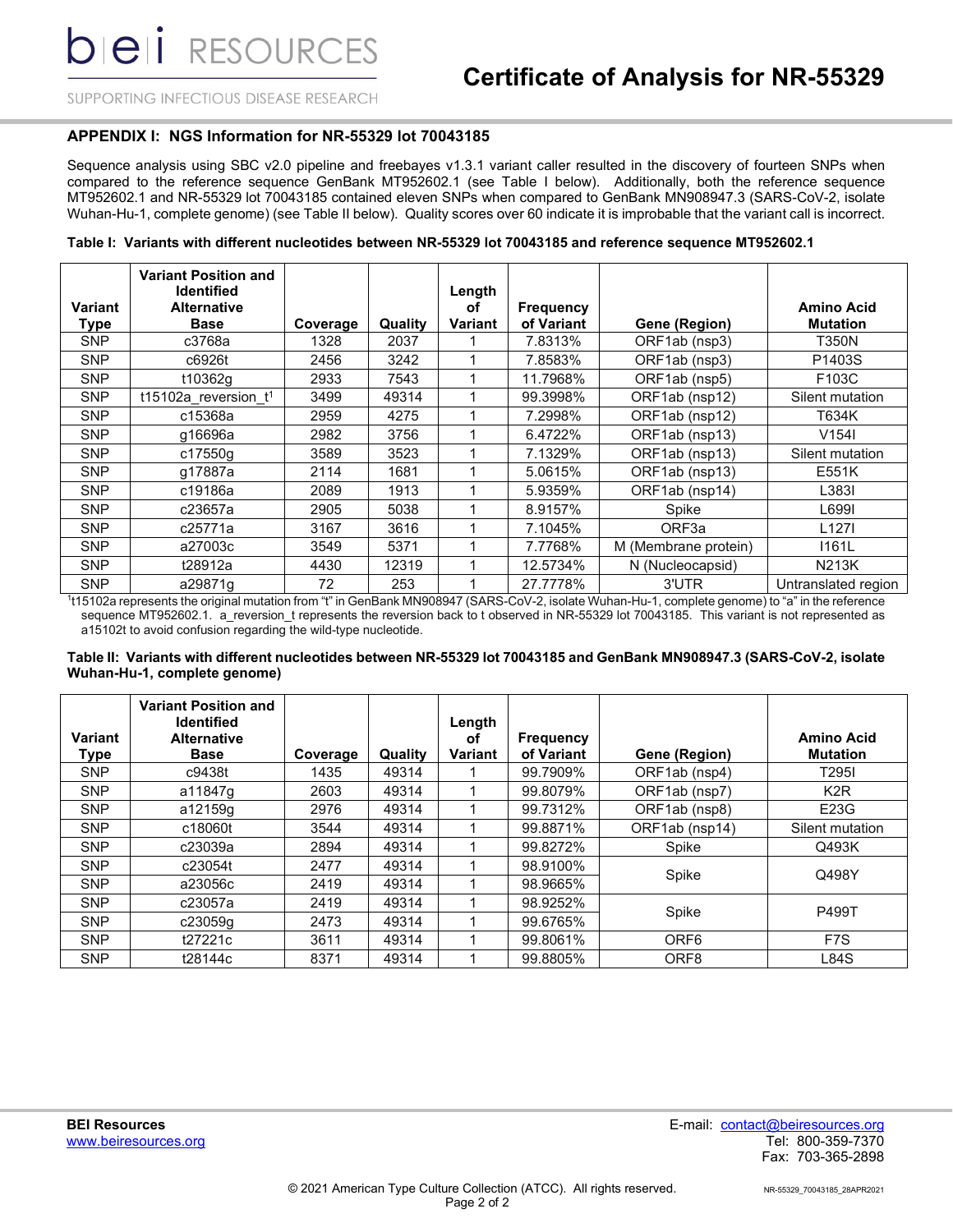## APPENDIX I: NGS Information for NR-55329 lot 70043185

Sequence analysis using SBC v2.0 pipeline and freebayes v1.3.1 variant caller resulted in the discovery of fourteen SNPs when compared to the reference sequence GenBank MT952602.1 (see Table I below). Additionally, both the reference sequence MT952602.1 and NR-55329 lot 70043185 contained eleven SNPs when compared to GenBank MN908947.3 (SARS-CoV-2, isolate Wuhan-Hu-1, complete genome) (see Table II below). Quality scores over 60 indicate it is improbable that the variant call is incorrect.

**Table I: Variants with different nucleotides between NR-55329 lot 70043185 and reference sequence MT952602.1**

| Variant Type | Variant Position and Identified Alternative Base | Coverage | Quality | Length of Variant | Frequency of Variant | Gene (Region) | Amino Acid Mutation |
|---|---|---|---|---|---|---|---|
| SNP | c3768a | 1328 | 2037 | 1 | 7.8313% | ORF1ab (nsp3) | T350N |
| SNP | c6926t | 2456 | 3242 | 1 | 7.8583% | ORF1ab (nsp3) | P1403S |
| SNP | t10362g | 2933 | 7543 | 1 | 11.7968% | ORF1ab (nsp5) | F103C |
| SNP | t15102a_reversion_t[1] | 3499 | 49314 | 1 | 99.3998% | ORF1ab (nsp12) | Silent mutation |
| SNP | c15368a | 2959 | 4275 | 1 | 7.2998% | ORF1ab (nsp12) | T634K |
| SNP | g16696a | 2982 | 3756 | 1 | 6.4722% | ORF1ab (nsp13) | V154I |
| SNP | c17550g | 3589 | 3523 | 1 | 7.1329% | ORF1ab (nsp13) | Silent mutation |
| SNP | g17887a | 2114 | 1681 | 1 | 5.0615% | ORF1ab (nsp13) | E551K |
| SNP | c19186a | 2089 | 1913 | 1 | 5.9359% | ORF1ab (nsp14) | L383I |
| SNP | c23657a | 2905 | 5038 | 1 | 8.9157% | Spike | L699I |
| SNP | c25771a | 3167 | 3616 | 1 | 7.1045% | ORF3a | L127I |
| SNP | a27003c | 3549 | 5371 | 1 | 7.7768% | M (Membrane protein) | I161L |
| SNP | t28912a | 4430 | 12319 | 1 | 12.5734% | N (Nucleocapsid) | N213K |
| SNP | a29871g | 72 | 253 | 1 | 27.7778% | 3'UTR | Untranslated region |

[1]t15102a represents the original mutation from "t" in GenBank MN908947 (SARS-CoV-2, isolate Wuhan-Hu-1, complete genome) to "a" in the reference sequence MT952602.1. a_reversion_t represents the reversion back to t observed in NR-55329 lot 70043185. This variant is not represented as a15102t to avoid confusion regarding the wild-type nucleotide.

**Table II: Variants with different nucleotides between NR-55329 lot 70043185 and GenBank MN908947.3 (SARS-CoV-2, isolate Wuhan-Hu-1, complete genome)**

| Variant Type | Variant Position and Identified Alternative Base | Coverage | Quality | Length of Variant | Frequency of Variant | Gene (Region) | Amino Acid Mutation |
|---|---|---|---|---|---|---|---|
| SNP | c9438t | 1435 | 49314 | 1 | 99.7909% | ORF1ab (nsp4) | T295I |
| SNP | a11847g | 2603 | 49314 | 1 | 99.8079% | ORF1ab (nsp7) | K2R |
| SNP | a12159g | 2976 | 49314 | 1 | 99.7312% | ORF1ab (nsp8) | E23G |
| SNP | c18060t | 3544 | 49314 | 1 | 99.8871% | ORF1ab (nsp14) | Silent mutation |
| SNP | c23039a | 2894 | 49314 | 1 | 99.8272% | Spike | Q493K |
| SNP | c23054t | 2477 | 49314 | 1 | 98.9100% | Spike | Q498Y |
| SNP | a23056c | 2419 | 49314 | 1 | 98.9665% | | |
| SNP | c23057a | 2419 | 49314 | 1 | 98.9252% | Spike | P499T |
| SNP | c23059g | 2473 | 49314 | 1 | 99.6765% | | |
| SNP | t27221c | 3611 | 49314 | 1 | 99.8061% | ORF6 | F7S |
| SNP | t28144c | 8371 | 49314 | 1 | 99.8805% | ORF8 | L84S |

**BEI Resources**
www.beiresources.org

E-mail: contact@beiresources.org
Tel: 800-359-7370
Fax: 703-365-2898

© 2021 American Type Culture Collection (ATCC). All rights reserved.

NR-55329_70043185_28APR2021